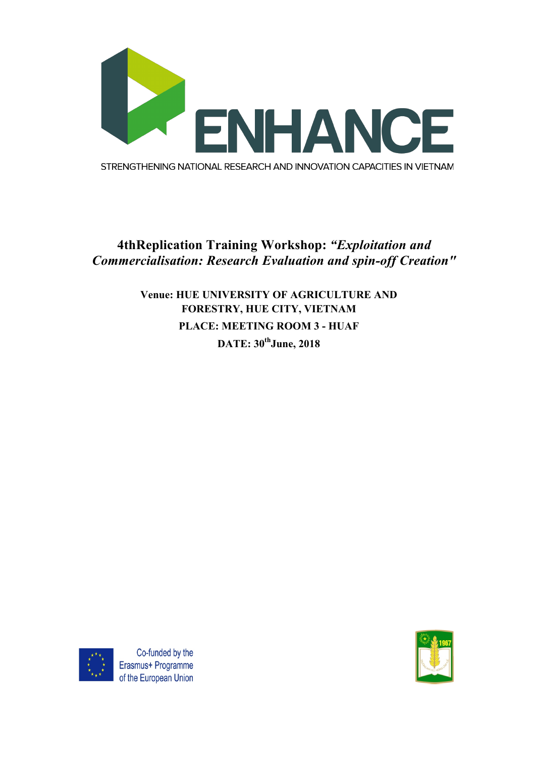ENHANCE

STRENGTHENING NATIONAL RESEARCH AND INNOVATION CAPACITIES IN VIETNAM

# 4thReplication Training Workshop: *“Exploitation and Commercialisation: Research Evaluation and spin-off Creation"*

**Venue: HUE UNIVERSITY OF AGRICULTURE AND FORESTRY, HUE CITY, VIETNAM**

**PLACE: MEETING ROOM 3 - HUAF**

**DATE: 30th June, 2018**

Co-funded by the Erasmus+ Programme of the European Union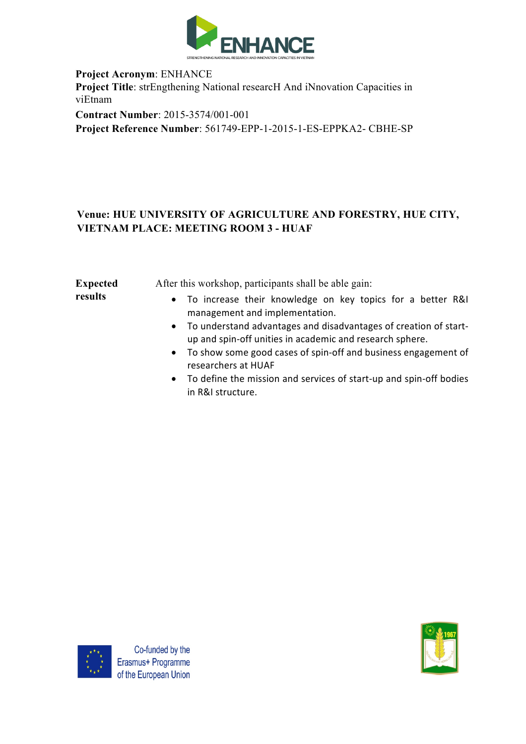**Project Acronym**: ENHANCE
**Project Title**: strEngthening National researcH And iNnovation Capacities in viEtnam
**Contract Number**: 2015-3574/001-001
**Project Reference Number**: 561749-EPP-1-2015-1-ES-EPPKA2- CBHE-SP

**Venue: HUE UNIVERSITY OF AGRICULTURE AND FORESTRY, HUE CITY, VIETNAM PLACE: MEETING ROOM 3 - HUAF**

| **Expected results** | After this workshop, participants shall be able gain:<br>• To increase their knowledge on key topics for a better R&I management and implementation.<br>• To understand advantages and disadvantages of creation of start-up and spin-off unities in academic and research sphere.<br>• To show some good cases of spin-off and business engagement of researchers at HUAF<br>• To define the mission and services of start-up and spin-off bodies in R&I structure. |
|---|---|

Co-funded by the Erasmus+ Programme of the European Union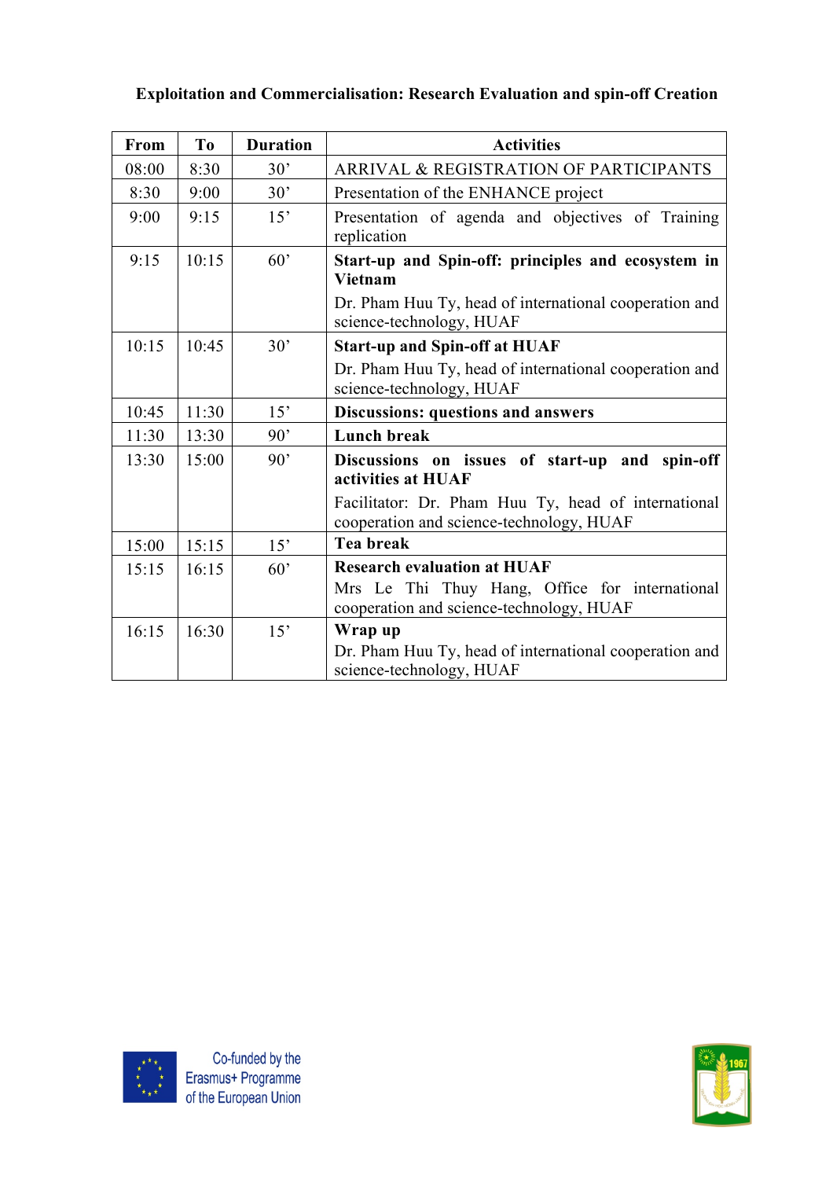**Exploitation and Commercialisation: Research Evaluation and spin-off Creation**

| From | To | Duration | Activities |
|---|---|---|---|
| 08:00 | 8:30 | 30’ | ARRIVAL & REGISTRATION OF PARTICIPANTS |
| 8:30 | 9:00 | 30’ | Presentation of the ENHANCE project |
| 9:00 | 9:15 | 15’ | Presentation of agenda and objectives of Training replication |
| 9:15 | 10:15 | 60’ | **Start-up and Spin-off: principles and ecosystem in Vietnam** Dr. Pham Huu Ty, head of international cooperation and science-technology, HUAF |
| 10:15 | 10:45 | 30’ | **Start-up and Spin-off at HUAF** Dr. Pham Huu Ty, head of international cooperation and science-technology, HUAF |
| 10:45 | 11:30 | 15’ | **Discussions: questions and answers** |
| 11:30 | 13:30 | 90’ | **Lunch break** |
| 13:30 | 15:00 | 90’ | **Discussions on issues of start-up and spin-off activities at HUAF** Facilitator: Dr. Pham Huu Ty, head of international cooperation and science-technology, HUAF |
| 15:00 | 15:15 | 15’ | **Tea break** |
| 15:15 | 16:15 | 60’ | **Research evaluation at HUAF** Mrs Le Thi Thuy Hang, Office for international cooperation and science-technology, HUAF |
| 16:15 | 16:30 | 15’ | **Wrap up** Dr. Pham Huu Ty, head of international cooperation and science-technology, HUAF |

Co-funded by the Erasmus+ Programme of the European Union